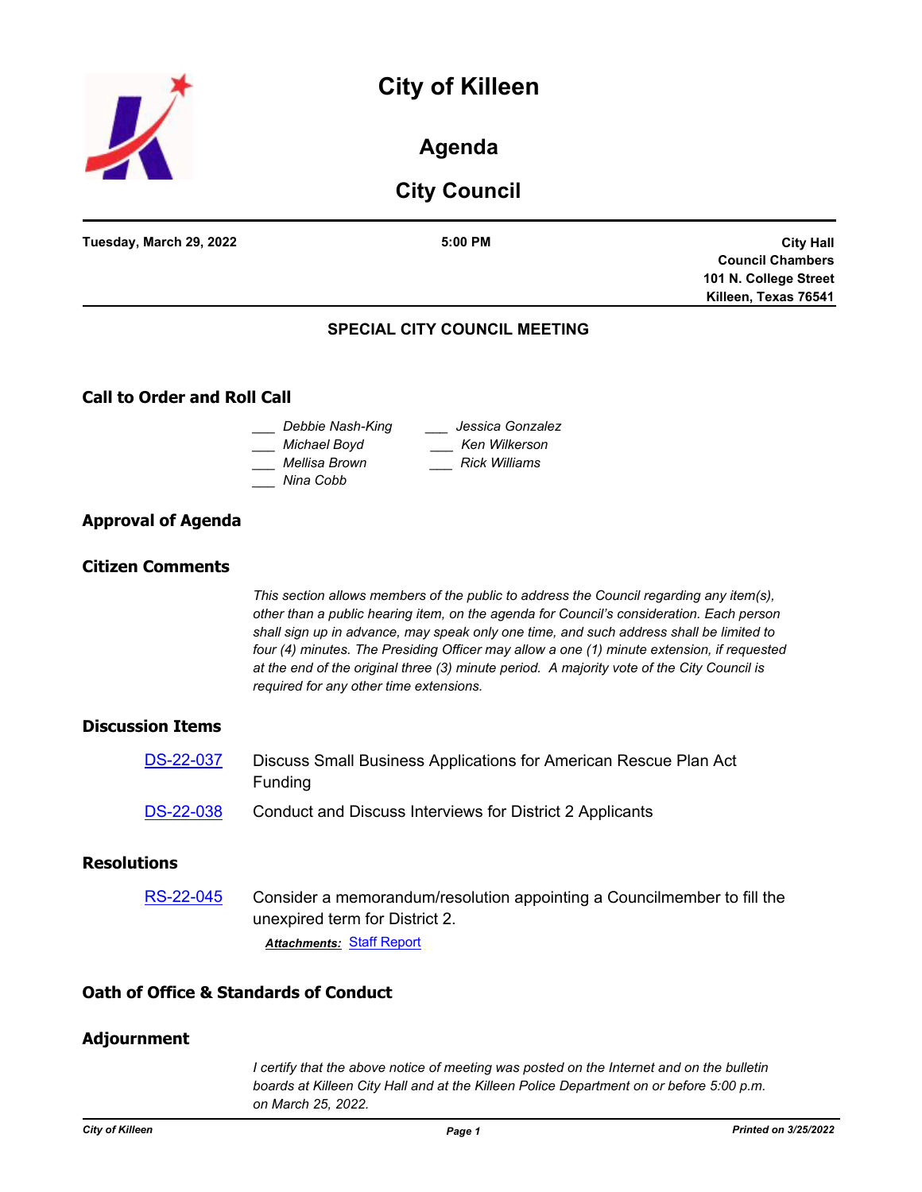# City of Killeen

## Agenda

## City Council

**Tuesday, March 29, 2022** | **5:00 PM** | **City Hall Council Chambers 101 N. College Street Killeen, Texas 76541**

### SPECIAL CITY COUNCIL MEETING

## Call to Order and Roll Call

___ *Debbie Nash-King*
___ *Michael Boyd*
___ *Mellisa Brown*
___ *Nina Cobb*
___ *Jessica Gonzalez*
___ *Ken Wilkerson*
___ *Rick Williams*

## Approval of Agenda

## Citizen Comments

*This section allows members of the public to address the Council regarding any item(s), other than a public hearing item, on the agenda for Council's consideration. Each person shall sign up in advance, may speak only one time, and such address shall be limited to four (4) minutes. The Presiding Officer may allow a one (1) minute extension, if requested at the end of the original three (3) minute period. A majority vote of the City Council is required for any other time extensions.*

## Discussion Items

DS-22-037 Discuss Small Business Applications for American Rescue Plan Act Funding

DS-22-038 Conduct and Discuss Interviews for District 2 Applicants

## Resolutions

RS-22-045 Consider a memorandum/resolution appointing a Councilmember to fill the unexpired term for District 2.

***Attachments:*** Staff Report

## Oath of Office & Standards of Conduct

## Adjournment

*I certify that the above notice of meeting was posted on the Internet and on the bulletin boards at Killeen City Hall and at the Killeen Police Department on or before 5:00 p.m. on March 25, 2022.*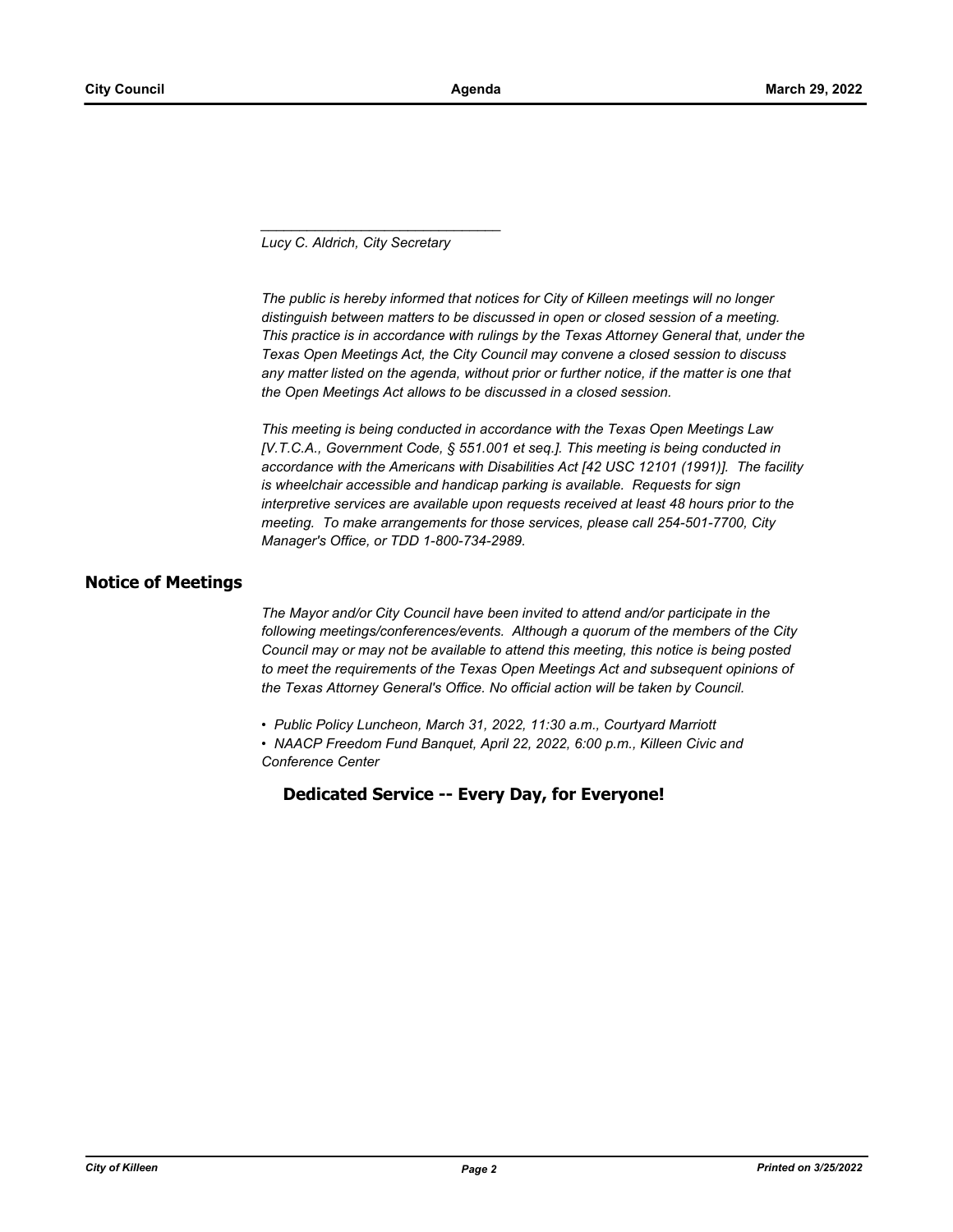\_\_\_\_\_\_\_\_\_\_\_\_\_\_\_\_\_\_\_\_\_\_\_\_\_\_\_\_\_\_

*Lucy C. Aldrich, City Secretary*

*The public is hereby informed that notices for City of Killeen meetings will no longer distinguish between matters to be discussed in open or closed session of a meeting. This practice is in accordance with rulings by the Texas Attorney General that, under the Texas Open Meetings Act, the City Council may convene a closed session to discuss any matter listed on the agenda, without prior or further notice, if the matter is one that the Open Meetings Act allows to be discussed in a closed session.*

*This meeting is being conducted in accordance with the Texas Open Meetings Law [V.T.C.A., Government Code, § 551.001 et seq.]. This meeting is being conducted in accordance with the Americans with Disabilities Act [42 USC 12101 (1991)]. The facility is wheelchair accessible and handicap parking is available. Requests for sign interpretive services are available upon requests received at least 48 hours prior to the meeting. To make arrangements for those services, please call 254-501-7700, City Manager's Office, or TDD 1-800-734-2989.*

## Notice of Meetings

*The Mayor and/or City Council have been invited to attend and/or participate in the following meetings/conferences/events. Although a quorum of the members of the City Council may or may not be available to attend this meeting, this notice is being posted to meet the requirements of the Texas Open Meetings Act and subsequent opinions of the Texas Attorney General's Office. No official action will be taken by Council.*

- *Public Policy Luncheon, March 31, 2022, 11:30 a.m., Courtyard Marriott*
- *NAACP Freedom Fund Banquet, April 22, 2022, 6:00 p.m., Killeen Civic and Conference Center*

**Dedicated Service -- Every Day, for Everyone!**